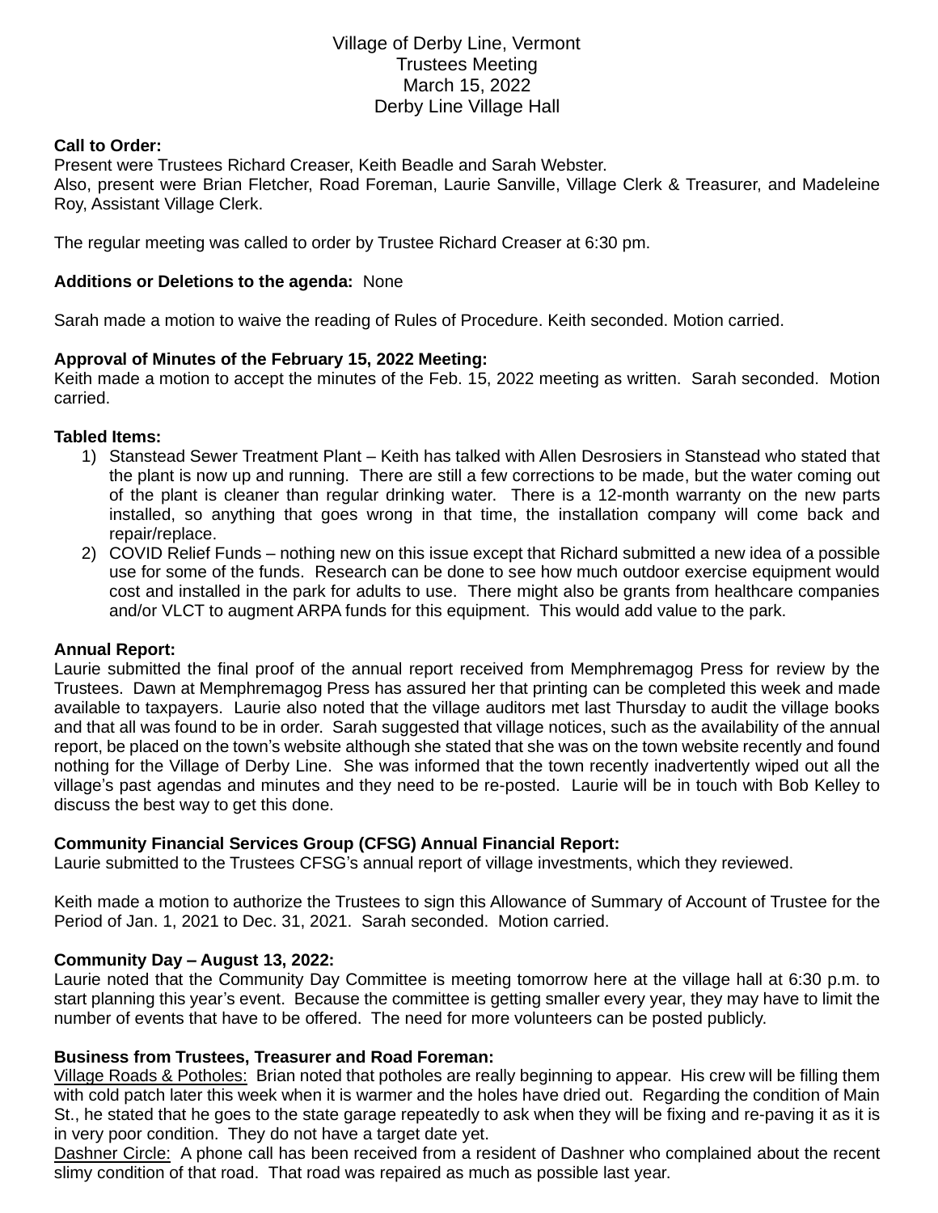# Village of Derby Line, Vermont
## Trustees Meeting
## March 15, 2022
## Derby Line Village Hall

**Call to Order:**
Present were Trustees Richard Creaser, Keith Beadle and Sarah Webster.
Also, present were Brian Fletcher, Road Foreman, Laurie Sanville, Village Clerk & Treasurer, and Madeleine Roy, Assistant Village Clerk.

The regular meeting was called to order by Trustee Richard Creaser at 6:30 pm.

**Additions or Deletions to the agenda:** None

Sarah made a motion to waive the reading of Rules of Procedure. Keith seconded. Motion carried.

**Approval of Minutes of the February 15, 2022 Meeting:**
Keith made a motion to accept the minutes of the Feb. 15, 2022 meeting as written. Sarah seconded. Motion carried.

**Tabled Items:**

1) Stanstead Sewer Treatment Plant – Keith has talked with Allen Desrosiers in Stanstead who stated that the plant is now up and running. There are still a few corrections to be made, but the water coming out of the plant is cleaner than regular drinking water. There is a 12-month warranty on the new parts installed, so anything that goes wrong in that time, the installation company will come back and repair/replace.
2) COVID Relief Funds – nothing new on this issue except that Richard submitted a new idea of a possible use for some of the funds. Research can be done to see how much outdoor exercise equipment would cost and installed in the park for adults to use. There might also be grants from healthcare companies and/or VLCT to augment ARPA funds for this equipment. This would add value to the park.

**Annual Report:**
Laurie submitted the final proof of the annual report received from Memphremagog Press for review by the Trustees. Dawn at Memphremagog Press has assured her that printing can be completed this week and made available to taxpayers. Laurie also noted that the village auditors met last Thursday to audit the village books and that all was found to be in order. Sarah suggested that village notices, such as the availability of the annual report, be placed on the town's website although she stated that she was on the town website recently and found nothing for the Village of Derby Line. She was informed that the town recently inadvertently wiped out all the village's past agendas and minutes and they need to be re-posted. Laurie will be in touch with Bob Kelley to discuss the best way to get this done.

**Community Financial Services Group (CFSG) Annual Financial Report:**
Laurie submitted to the Trustees CFSG's annual report of village investments, which they reviewed.

Keith made a motion to authorize the Trustees to sign this Allowance of Summary of Account of Trustee for the Period of Jan. 1, 2021 to Dec. 31, 2021. Sarah seconded. Motion carried.

**Community Day – August 13, 2022:**
Laurie noted that the Community Day Committee is meeting tomorrow here at the village hall at 6:30 p.m. to start planning this year's event. Because the committee is getting smaller every year, they may have to limit the number of events that have to be offered. The need for more volunteers can be posted publicly.

**Business from Trustees, Treasurer and Road Foreman:**
Village Roads & Potholes: Brian noted that potholes are really beginning to appear. His crew will be filling them with cold patch later this week when it is warmer and the holes have dried out. Regarding the condition of Main St., he stated that he goes to the state garage repeatedly to ask when they will be fixing and re-paving it as it is in very poor condition. They do not have a target date yet.
Dashner Circle: A phone call has been received from a resident of Dashner who complained about the recent slimy condition of that road. That road was repaired as much as possible last year.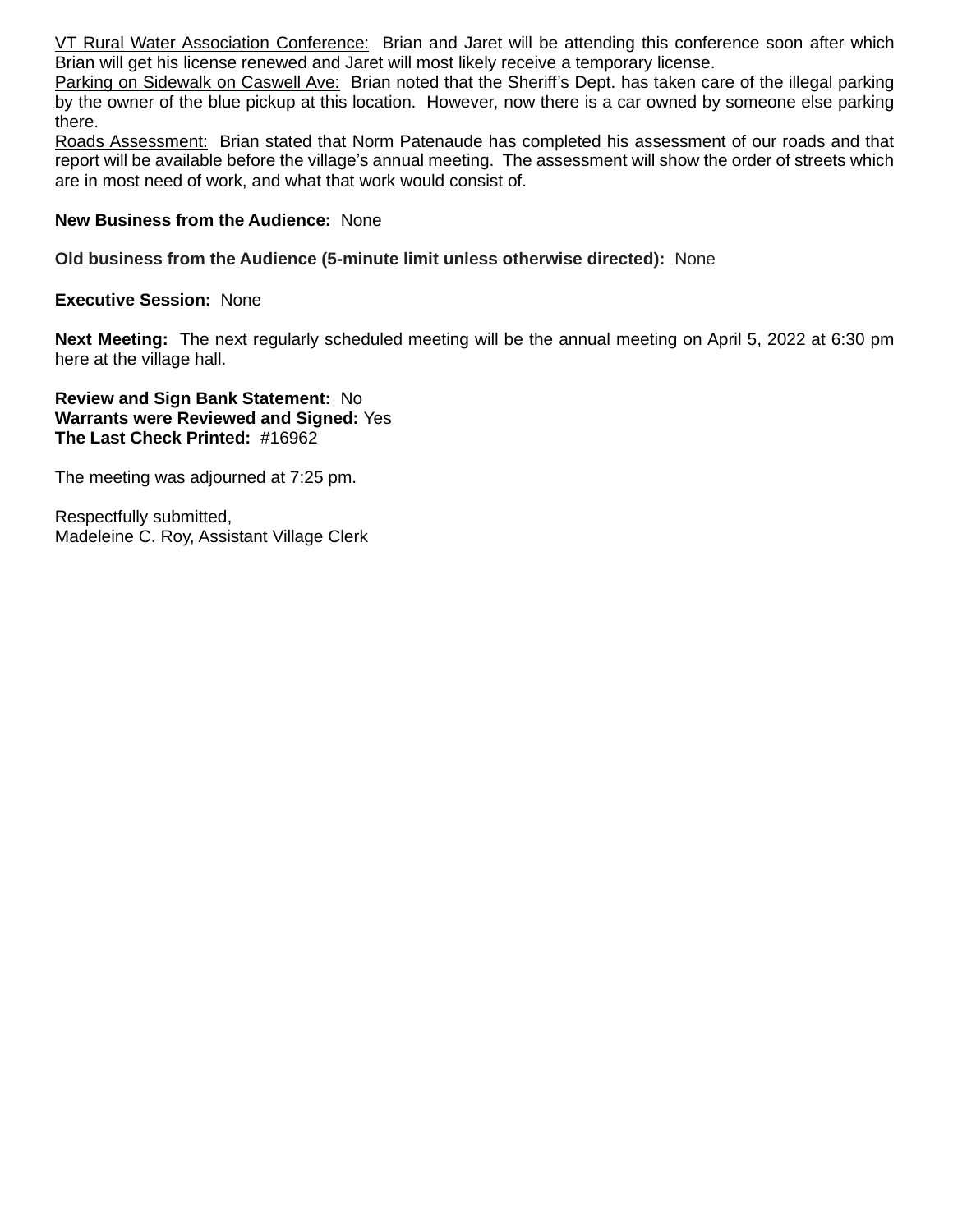<u>VT Rural Water Association Conference:</u> Brian and Jaret will be attending this conference soon after which Brian will get his license renewed and Jaret will most likely receive a temporary license.
<u>Parking on Sidewalk on Caswell Ave:</u> Brian noted that the Sheriff's Dept. has taken care of the illegal parking by the owner of the blue pickup at this location. However, now there is a car owned by someone else parking there.
<u>Roads Assessment:</u> Brian stated that Norm Patenaude has completed his assessment of our roads and that report will be available before the village's annual meeting. The assessment will show the order of streets which are in most need of work, and what that work would consist of.

**New Business from the Audience:** None

**Old business from the Audience (5-minute limit unless otherwise directed):** None

**Executive Session:** None

**Next Meeting:** The next regularly scheduled meeting will be the annual meeting on April 5, 2022 at 6:30 pm here at the village hall.

**Review and Sign Bank Statement:** No
**Warrants were Reviewed and Signed:** Yes
**The Last Check Printed:** #16962

The meeting was adjourned at 7:25 pm.

Respectfully submitted,
Madeleine C. Roy, Assistant Village Clerk